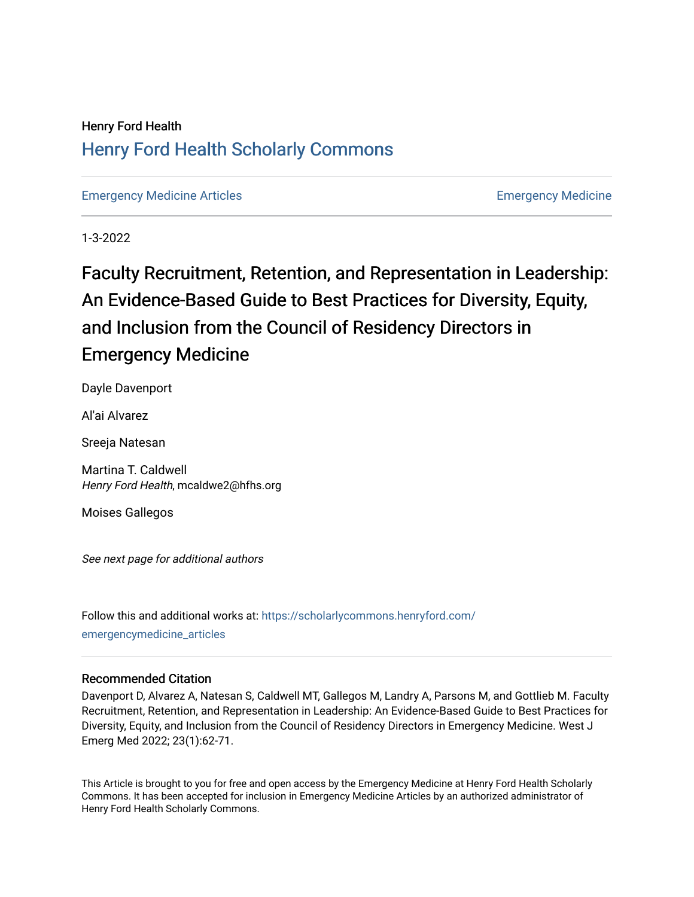Henry Ford Health

# Henry Ford Health Scholarly Commons

Emergency Medicine Articles | Emergency Medicine

1-3-2022

# Faculty Recruitment, Retention, and Representation in Leadership: An Evidence-Based Guide to Best Practices for Diversity, Equity, and Inclusion from the Council of Residency Directors in Emergency Medicine

Dayle Davenport

Al'ai Alvarez

Sreeja Natesan

Martina T. Caldwell
*Henry Ford Health*, mcaldwe2@hfhs.org

Moises Gallegos

*See next page for additional authors*

Follow this and additional works at: https://scholarlycommons.henryford.com/emergencymedicine_articles

## Recommended Citation

Davenport D, Alvarez A, Natesan S, Caldwell MT, Gallegos M, Landry A, Parsons M, and Gottlieb M. Faculty Recruitment, Retention, and Representation in Leadership: An Evidence-Based Guide to Best Practices for Diversity, Equity, and Inclusion from the Council of Residency Directors in Emergency Medicine. West J Emerg Med 2022; 23(1):62-71.

This Article is brought to you for free and open access by the Emergency Medicine at Henry Ford Health Scholarly Commons. It has been accepted for inclusion in Emergency Medicine Articles by an authorized administrator of Henry Ford Health Scholarly Commons.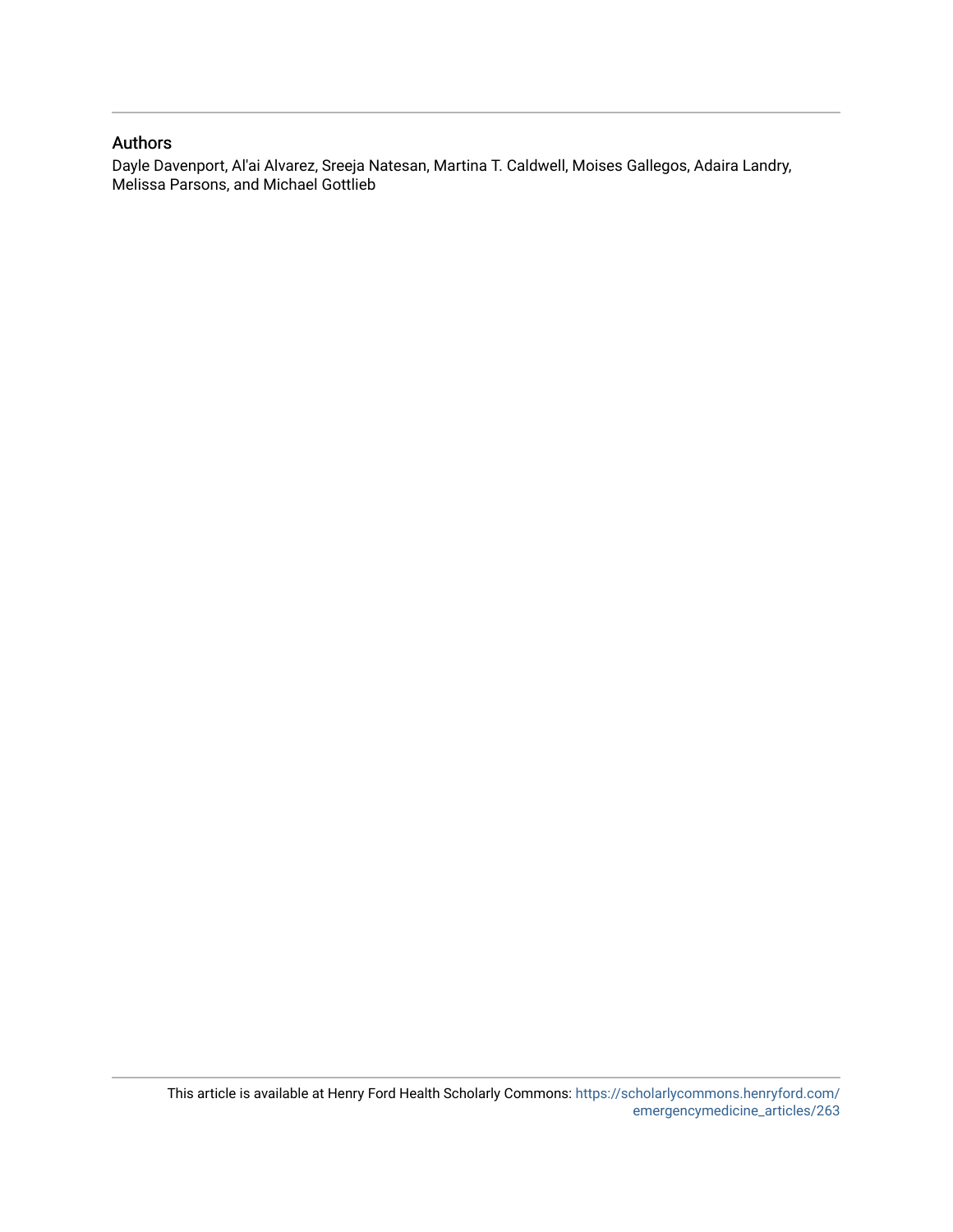## Authors

Dayle Davenport, Al'ai Alvarez, Sreeja Natesan, Martina T. Caldwell, Moises Gallegos, Adaira Landry, Melissa Parsons, and Michael Gottlieb

This article is available at Henry Ford Health Scholarly Commons: https://scholarlycommons.henryford.com/emergencymedicine_articles/263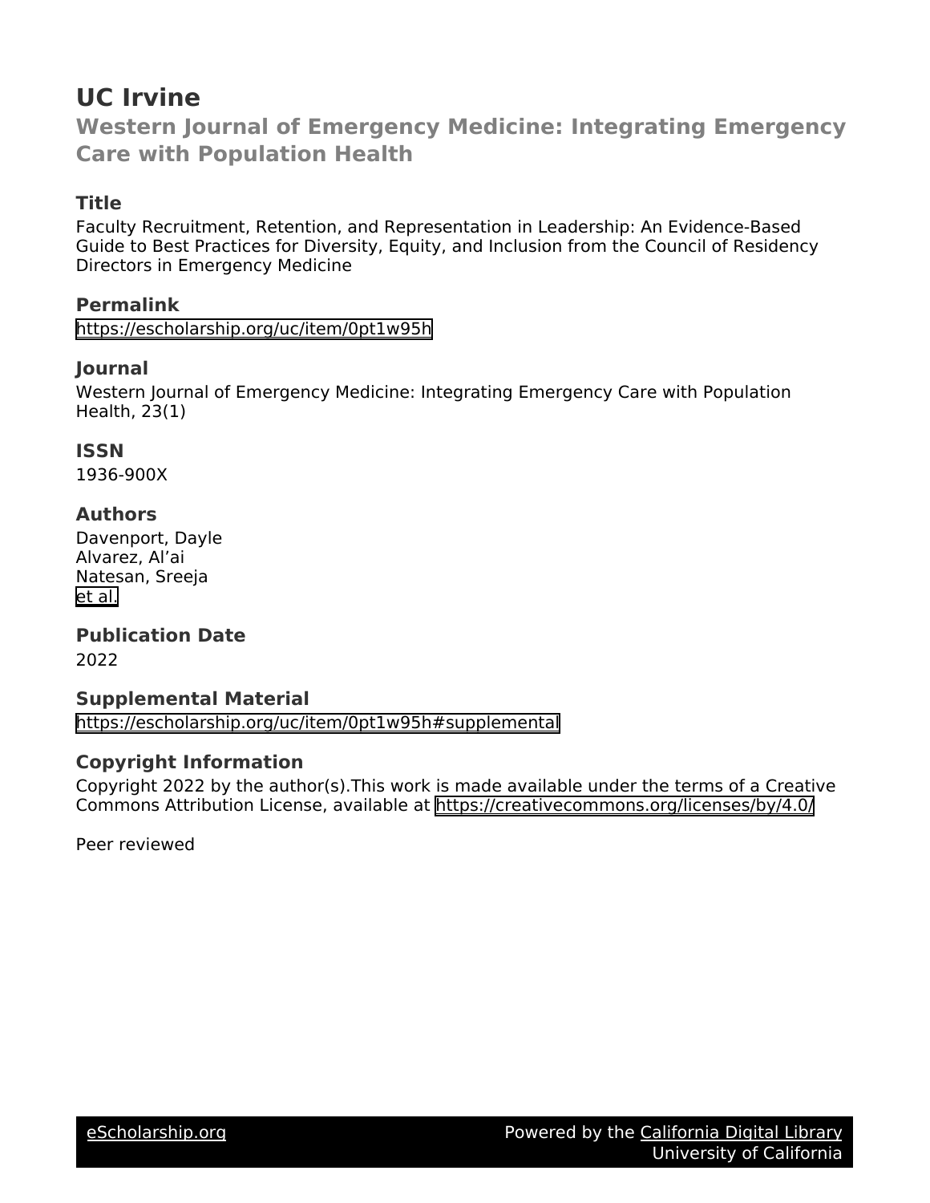# UC Irvine

## Western Journal of Emergency Medicine: Integrating Emergency Care with Population Health

### Title

Faculty Recruitment, Retention, and Representation in Leadership: An Evidence-Based Guide to Best Practices for Diversity, Equity, and Inclusion from the Council of Residency Directors in Emergency Medicine

### Permalink

https://escholarship.org/uc/item/0pt1w95h

### Journal

Western Journal of Emergency Medicine: Integrating Emergency Care with Population Health, 23(1)

### ISSN

1936-900X

### Authors

Davenport, Dayle
Alvarez, Al'ai
Natesan, Sreeja
et al.

### Publication Date

2022

### Supplemental Material

https://escholarship.org/uc/item/0pt1w95h#supplemental

### Copyright Information

Copyright 2022 by the author(s).This work is made available under the terms of a Creative Commons Attribution License, available at https://creativecommons.org/licenses/by/4.0/

Peer reviewed

eScholarship.org　　Powered by the California Digital Library
University of California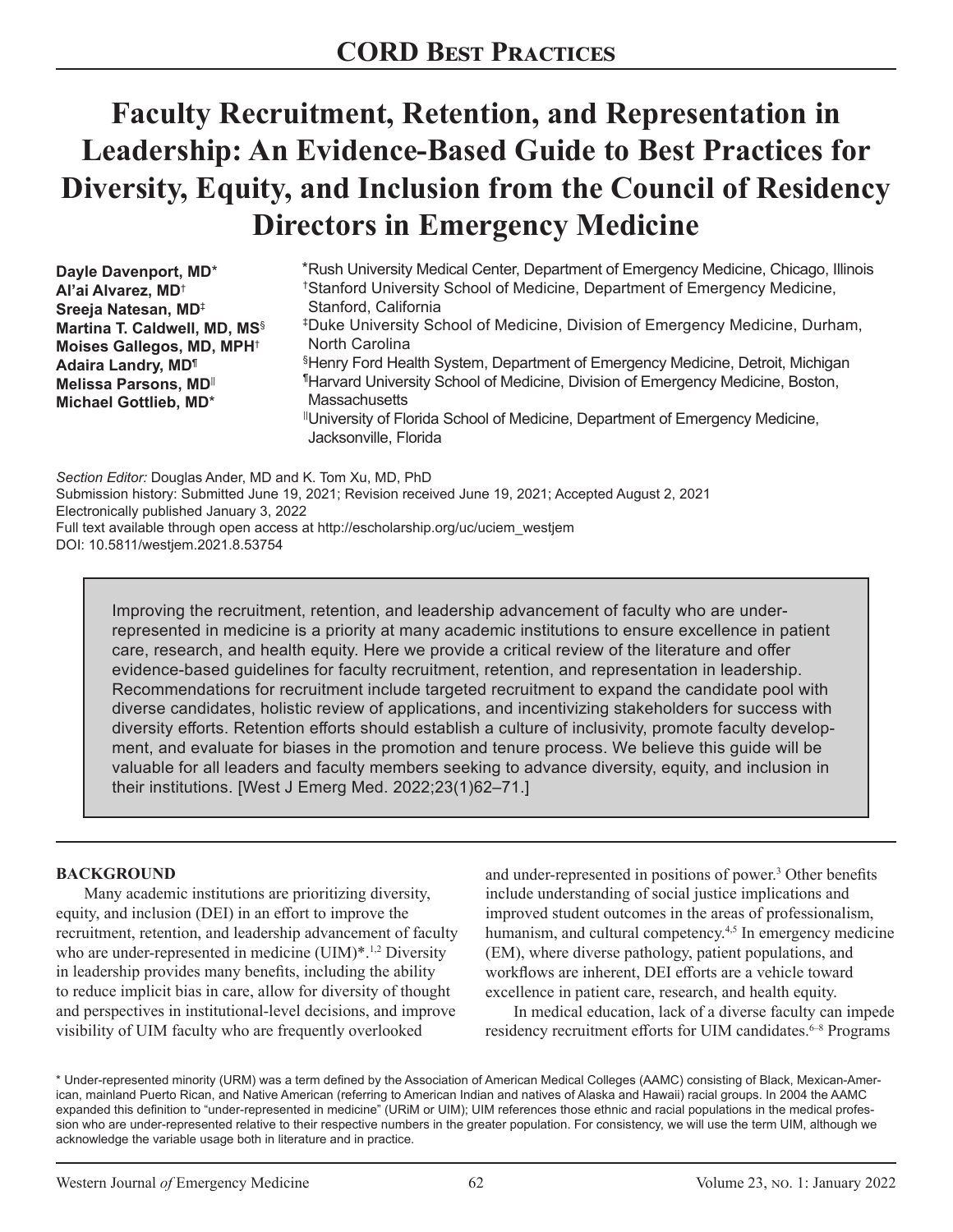# CORD Best Practices

# Faculty Recruitment, Retention, and Representation in Leadership: An Evidence-Based Guide to Best Practices for Diversity, Equity, and Inclusion from the Council of Residency Directors in Emergency Medicine

**Dayle Davenport, MD**\*
**Al'ai Alvarez, MD**†
**Sreeja Natesan, MD**‡
**Martina T. Caldwell, MD, MS**§
**Moises Gallegos, MD, MPH**†
**Adaira Landry, MD**¶
**Melissa Parsons, MD**||
**Michael Gottlieb, MD**\*

\*Rush University Medical Center, Department of Emergency Medicine, Chicago, Illinois
†Stanford University School of Medicine, Department of Emergency Medicine, Stanford, California
‡Duke University School of Medicine, Division of Emergency Medicine, Durham, North Carolina
§Henry Ford Health System, Department of Emergency Medicine, Detroit, Michigan
¶Harvard University School of Medicine, Division of Emergency Medicine, Boston, Massachusetts
||University of Florida School of Medicine, Department of Emergency Medicine, Jacksonville, Florida

*Section Editor:* Douglas Ander, MD and K. Tom Xu, MD, PhD
Submission history: Submitted June 19, 2021; Revision received June 19, 2021; Accepted August 2, 2021
Electronically published January 3, 2022
Full text available through open access at http://escholarship.org/uc/uciem_westjem
DOI: 10.5811/westjem.2021.8.53754

> Improving the recruitment, retention, and leadership advancement of faculty who are under-represented in medicine is a priority at many academic institutions to ensure excellence in patient care, research, and health equity. Here we provide a critical review of the literature and offer evidence-based guidelines for faculty recruitment, retention, and representation in leadership. Recommendations for recruitment include targeted recruitment to expand the candidate pool with diverse candidates, holistic review of applications, and incentivizing stakeholders for success with diversity efforts. Retention efforts should establish a culture of inclusivity, promote faculty development, and evaluate for biases in the promotion and tenure process. We believe this guide will be valuable for all leaders and faculty members seeking to advance diversity, equity, and inclusion in their institutions. [West J Emerg Med. 2022;23(1)62–71.]

## BACKGROUND

Many academic institutions are prioritizing diversity, equity, and inclusion (DEI) in an effort to improve the recruitment, retention, and leadership advancement of faculty who are under-represented in medicine (UIM)\*.[1,2] Diversity in leadership provides many benefits, including the ability to reduce implicit bias in care, allow for diversity of thought and perspectives in institutional-level decisions, and improve visibility of UIM faculty who are frequently overlooked and under-represented in positions of power.[3] Other benefits include understanding of social justice implications and improved student outcomes in the areas of professionalism, humanism, and cultural competency.[4,5] In emergency medicine (EM), where diverse pathology, patient populations, and workflows are inherent, DEI efforts are a vehicle toward excellence in patient care, research, and health equity.

In medical education, lack of a diverse faculty can impede residency recruitment efforts for UIM candidates.[6–8] Programs

\* Under-represented minority (URM) was a term defined by the Association of American Medical Colleges (AAMC) consisting of Black, Mexican-American, mainland Puerto Rican, and Native American (referring to American Indian and natives of Alaska and Hawaii) racial groups. In 2004 the AAMC expanded this definition to "under-represented in medicine" (URiM or UIM); UIM references those ethnic and racial populations in the medical profession who are under-represented relative to their respective numbers in the greater population. For consistency, we will use the term UIM, although we acknowledge the variable usage both in literature and in practice.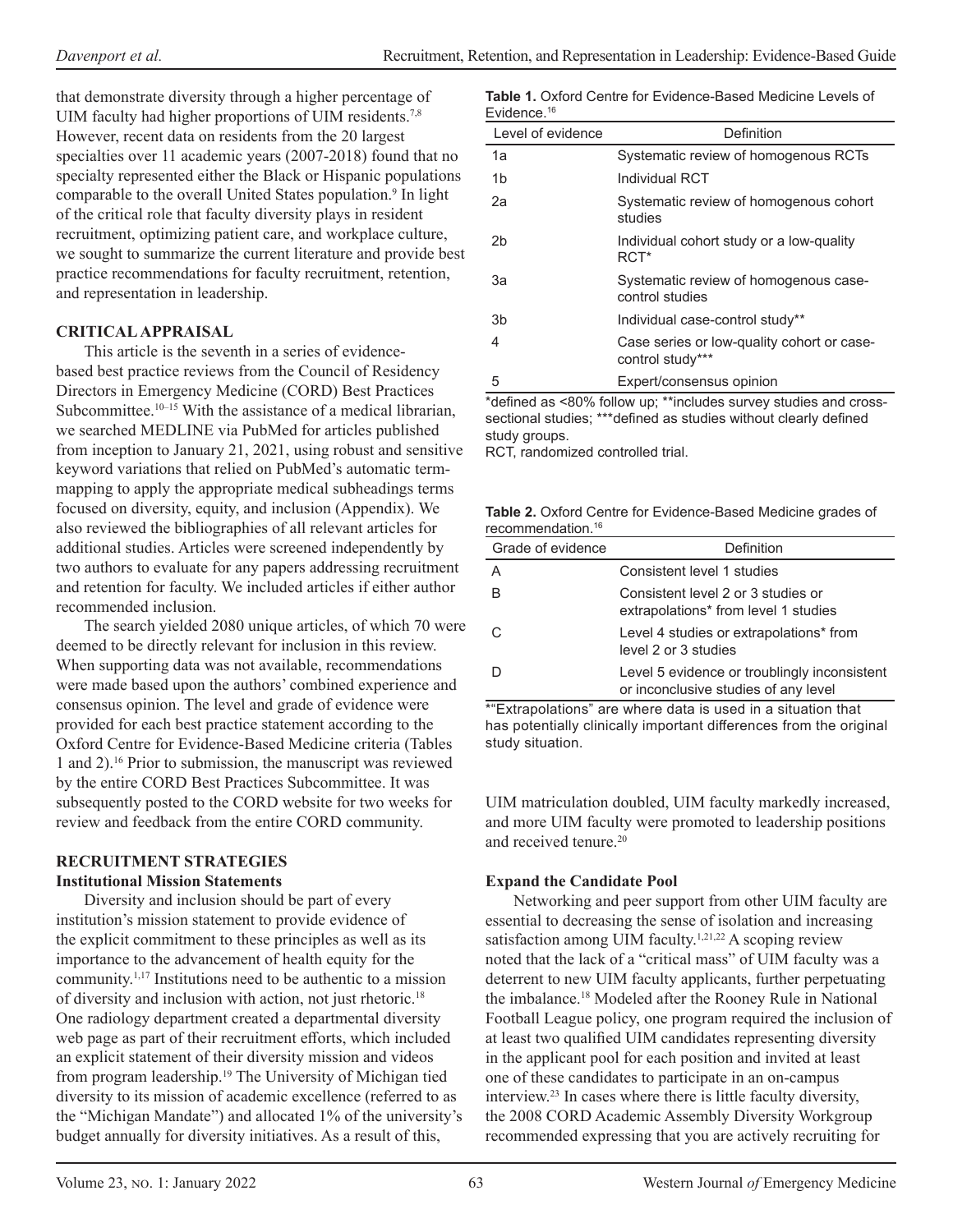that demonstrate diversity through a higher percentage of UIM faculty had higher proportions of UIM residents.[7,8] However, recent data on residents from the 20 largest specialties over 11 academic years (2007-2018) found that no specialty represented either the Black or Hispanic populations comparable to the overall United States population.[9] In light of the critical role that faculty diversity plays in resident recruitment, optimizing patient care, and workplace culture, we sought to summarize the current literature and provide best practice recommendations for faculty recruitment, retention, and representation in leadership.

## CRITICAL APPRAISAL

This article is the seventh in a series of evidence-based best practice reviews from the Council of Residency Directors in Emergency Medicine (CORD) Best Practices Subcommittee.[10–15] With the assistance of a medical librarian, we searched MEDLINE via PubMed for articles published from inception to January 21, 2021, using robust and sensitive keyword variations that relied on PubMed's automatic term-mapping to apply the appropriate medical subheadings terms focused on diversity, equity, and inclusion (Appendix). We also reviewed the bibliographies of all relevant articles for additional studies. Articles were screened independently by two authors to evaluate for any papers addressing recruitment and retention for faculty. We included articles if either author recommended inclusion.

The search yielded 2080 unique articles, of which 70 were deemed to be directly relevant for inclusion in this review. When supporting data was not available, recommendations were made based upon the authors' combined experience and consensus opinion. The level and grade of evidence were provided for each best practice statement according to the Oxford Centre for Evidence-Based Medicine criteria (Tables 1 and 2).[16] Prior to submission, the manuscript was reviewed by the entire CORD Best Practices Subcommittee. It was subsequently posted to the CORD website for two weeks for review and feedback from the entire CORD community.

**Table 1.** Oxford Centre for Evidence-Based Medicine Levels of Evidence.[16]

| Level of evidence | Definition |
|---|---|
| 1a | Systematic review of homogenous RCTs |
| 1b | Individual RCT |
| 2a | Systematic review of homogenous cohort studies |
| 2b | Individual cohort study or a low-quality RCT* |
| 3a | Systematic review of homogenous case-control studies |
| 3b | Individual case-control study** |
| 4 | Case series or low-quality cohort or case-control study*** |
| 5 | Expert/consensus opinion |

*defined as <80% follow up; **includes survey studies and cross-sectional studies; ***defined as studies without clearly defined study groups.
RCT, randomized controlled trial.

**Table 2.** Oxford Centre for Evidence-Based Medicine grades of recommendation.[16]

| Grade of evidence | Definition |
|---|---|
| A | Consistent level 1 studies |
| B | Consistent level 2 or 3 studies or extrapolations* from level 1 studies |
| C | Level 4 studies or extrapolations* from level 2 or 3 studies |
| D | Level 5 evidence or troublingly inconsistent or inconclusive studies of any level |

*"Extrapolations" are where data is used in a situation that has potentially clinically important differences from the original study situation.

## RECRUITMENT STRATEGIES

### Institutional Mission Statements

Diversity and inclusion should be part of every institution's mission statement to provide evidence of the explicit commitment to these principles as well as its importance to the advancement of health equity for the community.[1,17] Institutions need to be authentic to a mission of diversity and inclusion with action, not just rhetoric.[18] One radiology department created a departmental diversity web page as part of their recruitment efforts, which included an explicit statement of their diversity mission and videos from program leadership.[19] The University of Michigan tied diversity to its mission of academic excellence (referred to as the "Michigan Mandate") and allocated 1% of the university's budget annually for diversity initiatives. As a result of this, UIM matriculation doubled, UIM faculty markedly increased, and more UIM faculty were promoted to leadership positions and received tenure.[20]

### Expand the Candidate Pool

Networking and peer support from other UIM faculty are essential to decreasing the sense of isolation and increasing satisfaction among UIM faculty.[1,21,22] A scoping review noted that the lack of a "critical mass" of UIM faculty was a deterrent to new UIM faculty applicants, further perpetuating the imbalance.[18] Modeled after the Rooney Rule in National Football League policy, one program required the inclusion of at least two qualified UIM candidates representing diversity in the applicant pool for each position and invited at least one of these candidates to participate in an on-campus interview.[23] In cases where there is little faculty diversity, the 2008 CORD Academic Assembly Diversity Workgroup recommended expressing that you are actively recruiting for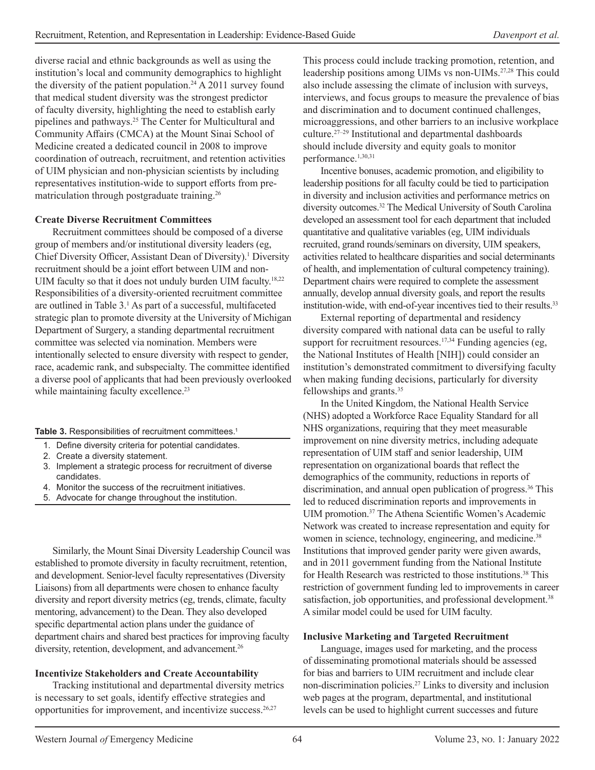diverse racial and ethnic backgrounds as well as using the institution's local and community demographics to highlight the diversity of the patient population.[24] A 2011 survey found that medical student diversity was the strongest predictor of faculty diversity, highlighting the need to establish early pipelines and pathways.[25] The Center for Multicultural and Community Affairs (CMCA) at the Mount Sinai School of Medicine created a dedicated council in 2008 to improve coordination of outreach, recruitment, and retention activities of UIM physician and non-physician scientists by including representatives institution-wide to support efforts from prematriculation through postgraduate training.[26]

### Create Diverse Recruitment Committees

Recruitment committees should be composed of a diverse group of members and/or institutional diversity leaders (eg, Chief Diversity Officer, Assistant Dean of Diversity).[1] Diversity recruitment should be a joint effort between UIM and non-UIM faculty so that it does not unduly burden UIM faculty.[18,22] Responsibilities of a diversity-oriented recruitment committee are outlined in Table 3.[1] As part of a successful, multifaceted strategic plan to promote diversity at the University of Michigan Department of Surgery, a standing departmental recruitment committee was selected via nomination. Members were intentionally selected to ensure diversity with respect to gender, race, academic rank, and subspecialty. The committee identified a diverse pool of applicants that had been previously overlooked while maintaining faculty excellence.[23]

**Table 3.** Responsibilities of recruitment committees.[1]

1. Define diversity criteria for potential candidates.
2. Create a diversity statement.
3. Implement a strategic process for recruitment of diverse candidates.
4. Monitor the success of the recruitment initiatives.
5. Advocate for change throughout the institution.

Similarly, the Mount Sinai Diversity Leadership Council was established to promote diversity in faculty recruitment, retention, and development. Senior-level faculty representatives (Diversity Liaisons) from all departments were chosen to enhance faculty diversity and report diversity metrics (eg, trends, climate, faculty mentoring, advancement) to the Dean. They also developed specific departmental action plans under the guidance of department chairs and shared best practices for improving faculty diversity, retention, development, and advancement.[26]

### Incentivize Stakeholders and Create Accountability

Tracking institutional and departmental diversity metrics is necessary to set goals, identify effective strategies and opportunities for improvement, and incentivize success.[26,27] This process could include tracking promotion, retention, and leadership positions among UIMs vs non-UIMs.[27,28] This could also include assessing the climate of inclusion with surveys, interviews, and focus groups to measure the prevalence of bias and discrimination and to document continued challenges, microaggressions, and other barriers to an inclusive workplace culture.[27–29] Institutional and departmental dashboards should include diversity and equity goals to monitor performance.[1,30,31]

Incentive bonuses, academic promotion, and eligibility to leadership positions for all faculty could be tied to participation in diversity and inclusion activities and performance metrics on diversity outcomes.[32] The Medical University of South Carolina developed an assessment tool for each department that included quantitative and qualitative variables (eg, UIM individuals recruited, grand rounds/seminars on diversity, UIM speakers, activities related to healthcare disparities and social determinants of health, and implementation of cultural competency training). Department chairs were required to complete the assessment annually, develop annual diversity goals, and report the results institution-wide, with end-of-year incentives tied to their results.[33]

External reporting of departmental and residency diversity compared with national data can be useful to rally support for recruitment resources.[17,34] Funding agencies (eg, the National Institutes of Health [NIH]) could consider an institution's demonstrated commitment to diversifying faculty when making funding decisions, particularly for diversity fellowships and grants.[35]

In the United Kingdom, the National Health Service (NHS) adopted a Workforce Race Equality Standard for all NHS organizations, requiring that they meet measurable improvement on nine diversity metrics, including adequate representation of UIM staff and senior leadership, UIM representation on organizational boards that reflect the demographics of the community, reductions in reports of discrimination, and annual open publication of progress.[36] This led to reduced discrimination reports and improvements in UIM promotion.[37] The Athena Scientific Women's Academic Network was created to increase representation and equity for women in science, technology, engineering, and medicine.[38] Institutions that improved gender parity were given awards, and in 2011 government funding from the National Institute for Health Research was restricted to those institutions.[38] This restriction of government funding led to improvements in career satisfaction, job opportunities, and professional development.[38] A similar model could be used for UIM faculty.

### Inclusive Marketing and Targeted Recruitment

Language, images used for marketing, and the process of disseminating promotional materials should be assessed for bias and barriers to UIM recruitment and include clear non-discrimination policies.[27] Links to diversity and inclusion web pages at the program, departmental, and institutional levels can be used to highlight current successes and future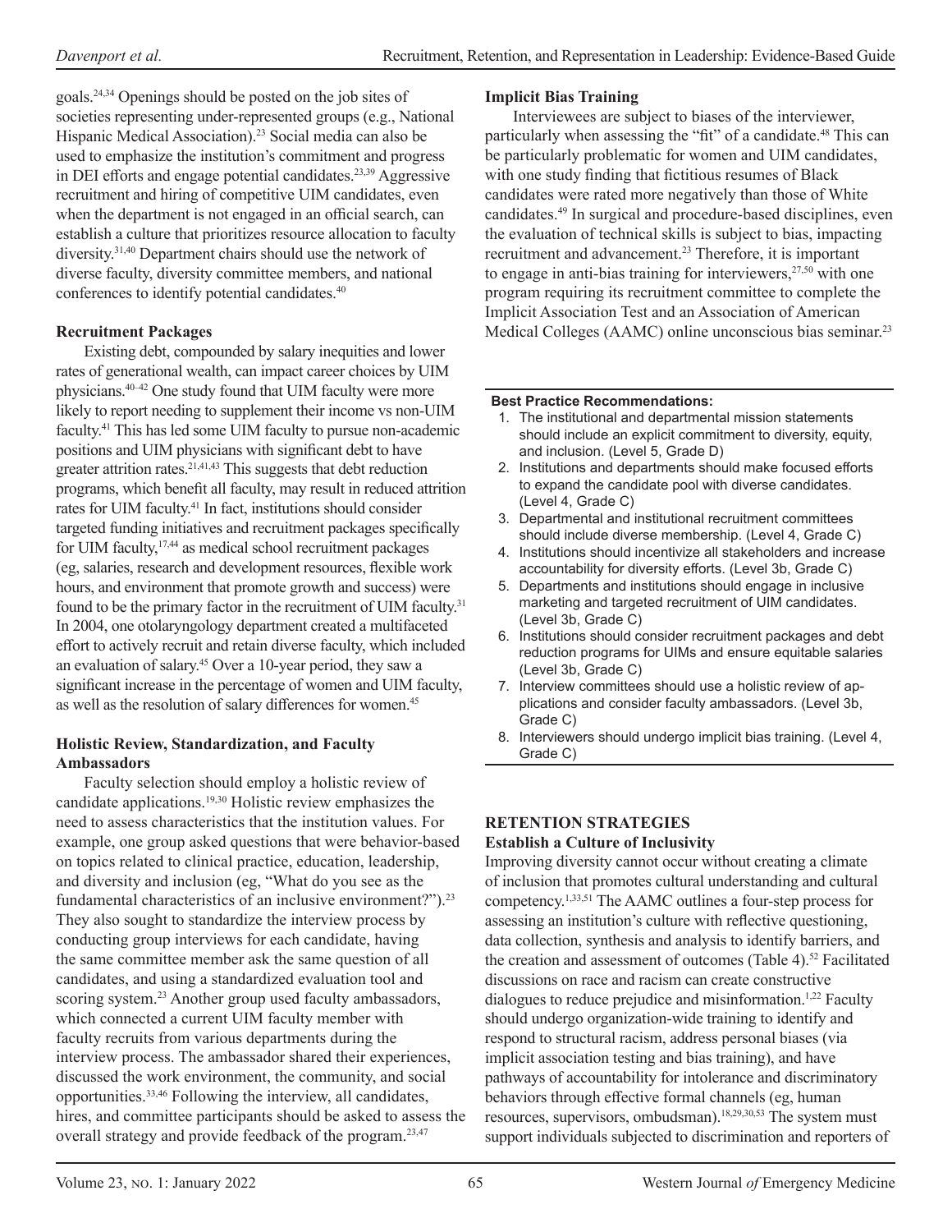goals.[24,34] Openings should be posted on the job sites of societies representing under-represented groups (e.g., National Hispanic Medical Association).[23] Social media can also be used to emphasize the institution's commitment and progress in DEI efforts and engage potential candidates.[23,39] Aggressive recruitment and hiring of competitive UIM candidates, even when the department is not engaged in an official search, can establish a culture that prioritizes resource allocation to faculty diversity.[31,40] Department chairs should use the network of diverse faculty, diversity committee members, and national conferences to identify potential candidates.[40]

### Recruitment Packages

Existing debt, compounded by salary inequities and lower rates of generational wealth, can impact career choices by UIM physicians.[40–42] One study found that UIM faculty were more likely to report needing to supplement their income vs non-UIM faculty.[41] This has led some UIM faculty to pursue non-academic positions and UIM physicians with significant debt to have greater attrition rates.[21,41,43] This suggests that debt reduction programs, which benefit all faculty, may result in reduced attrition rates for UIM faculty.[41] In fact, institutions should consider targeted funding initiatives and recruitment packages specifically for UIM faculty,[17,44] as medical school recruitment packages (eg, salaries, research and development resources, flexible work hours, and environment that promote growth and success) were found to be the primary factor in the recruitment of UIM faculty.[31] In 2004, one otolaryngology department created a multifaceted effort to actively recruit and retain diverse faculty, which included an evaluation of salary.[45] Over a 10-year period, they saw a significant increase in the percentage of women and UIM faculty, as well as the resolution of salary differences for women.[45]

### Holistic Review, Standardization, and Faculty Ambassadors

Faculty selection should employ a holistic review of candidate applications.[19,30] Holistic review emphasizes the need to assess characteristics that the institution values. For example, one group asked questions that were behavior-based on topics related to clinical practice, education, leadership, and diversity and inclusion (eg, "What do you see as the fundamental characteristics of an inclusive environment?").[23] They also sought to standardize the interview process by conducting group interviews for each candidate, having the same committee member ask the same question of all candidates, and using a standardized evaluation tool and scoring system.[23] Another group used faculty ambassadors, which connected a current UIM faculty member with faculty recruits from various departments during the interview process. The ambassador shared their experiences, discussed the work environment, the community, and social opportunities.[33,46] Following the interview, all candidates, hires, and committee participants should be asked to assess the overall strategy and provide feedback of the program.[23,47]

### Implicit Bias Training

Interviewees are subject to biases of the interviewer, particularly when assessing the "fit" of a candidate.[48] This can be particularly problematic for women and UIM candidates, with one study finding that fictitious resumes of Black candidates were rated more negatively than those of White candidates.[49] In surgical and procedure-based disciplines, even the evaluation of technical skills is subject to bias, impacting recruitment and advancement.[23] Therefore, it is important to engage in anti-bias training for interviewers,[27,50] with one program requiring its recruitment committee to complete the Implicit Association Test and an Association of American Medical Colleges (AAMC) online unconscious bias seminar.[23]

**Best Practice Recommendations:**

1. The institutional and departmental mission statements should include an explicit commitment to diversity, equity, and inclusion. (Level 5, Grade D)
2. Institutions and departments should make focused efforts to expand the candidate pool with diverse candidates. (Level 4, Grade C)
3. Departmental and institutional recruitment committees should include diverse membership. (Level 4, Grade C)
4. Institutions should incentivize all stakeholders and increase accountability for diversity efforts. (Level 3b, Grade C)
5. Departments and institutions should engage in inclusive marketing and targeted recruitment of UIM candidates. (Level 3b, Grade C)
6. Institutions should consider recruitment packages and debt reduction programs for UIMs and ensure equitable salaries (Level 3b, Grade C)
7. Interview committees should use a holistic review of applications and consider faculty ambassadors. (Level 3b, Grade C)
8. Interviewers should undergo implicit bias training. (Level 4, Grade C)

## RETENTION STRATEGIES

### Establish a Culture of Inclusivity

Improving diversity cannot occur without creating a climate of inclusion that promotes cultural understanding and cultural competency.[1,33,51] The AAMC outlines a four-step process for assessing an institution's culture with reflective questioning, data collection, synthesis and analysis to identify barriers, and the creation and assessment of outcomes (Table 4).[52] Facilitated discussions on race and racism can create constructive dialogues to reduce prejudice and misinformation.[1,22] Faculty should undergo organization-wide training to identify and respond to structural racism, address personal biases (via implicit association testing and bias training), and have pathways of accountability for intolerance and discriminatory behaviors through effective formal channels (eg, human resources, supervisors, ombudsman).[18,29,30,53] The system must support individuals subjected to discrimination and reporters of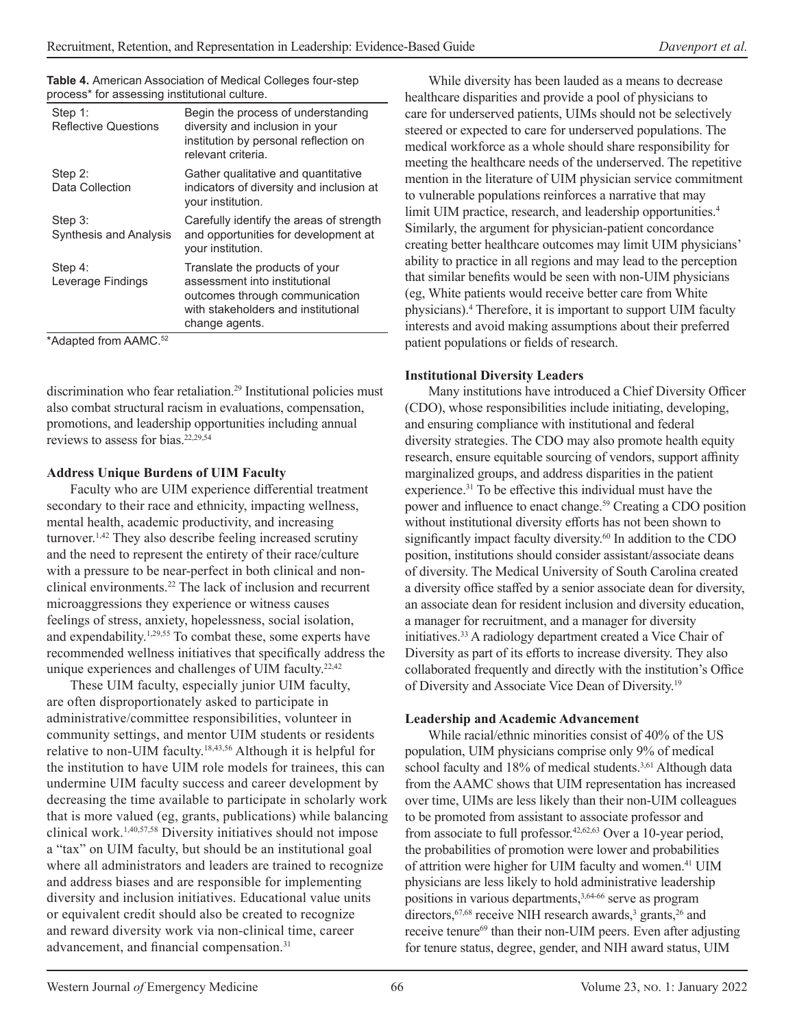**Table 4.** American Association of Medical Colleges four-step process* for assessing institutional culture.

| | |
|---|---|
| Step 1: Reflective Questions | Begin the process of understanding diversity and inclusion in your institution by personal reflection on relevant criteria. |
| Step 2: Data Collection | Gather qualitative and quantitative indicators of diversity and inclusion at your institution. |
| Step 3: Synthesis and Analysis | Carefully identify the areas of strength and opportunities for development at your institution. |
| Step 4: Leverage Findings | Translate the products of your assessment into institutional outcomes through communication with stakeholders and institutional change agents. |

*Adapted from AAMC.[52]

discrimination who fear retaliation.[29] Institutional policies must also combat structural racism in evaluations, compensation, promotions, and leadership opportunities including annual reviews to assess for bias.[22,29,54]

**Address Unique Burdens of UIM Faculty**

Faculty who are UIM experience differential treatment secondary to their race and ethnicity, impacting wellness, mental health, academic productivity, and increasing turnover.[1,42] They also describe feeling increased scrutiny and the need to represent the entirety of their race/culture with a pressure to be near-perfect in both clinical and non-clinical environments.[22] The lack of inclusion and recurrent microaggressions they experience or witness causes feelings of stress, anxiety, hopelessness, social isolation, and expendability.[1,29,55] To combat these, some experts have recommended wellness initiatives that specifically address the unique experiences and challenges of UIM faculty.[22,42]

These UIM faculty, especially junior UIM faculty, are often disproportionately asked to participate in administrative/committee responsibilities, volunteer in community settings, and mentor UIM students or residents relative to non-UIM faculty.[18,43,56] Although it is helpful for the institution to have UIM role models for trainees, this can undermine UIM faculty success and career development by decreasing the time available to participate in scholarly work that is more valued (eg, grants, publications) while balancing clinical work.[1,40,57,58] Diversity initiatives should not impose a "tax" on UIM faculty, but should be an institutional goal where all administrators and leaders are trained to recognize and address biases and are responsible for implementing diversity and inclusion initiatives. Educational value units or equivalent credit should also be created to recognize and reward diversity work via non-clinical time, career advancement, and financial compensation.[31]

While diversity has been lauded as a means to decrease healthcare disparities and provide a pool of physicians to care for underserved patients, UIMs should not be selectively steered or expected to care for underserved populations. The medical workforce as a whole should share responsibility for meeting the healthcare needs of the underserved. The repetitive mention in the literature of UIM physician service commitment to vulnerable populations reinforces a narrative that may limit UIM practice, research, and leadership opportunities.[4] Similarly, the argument for physician-patient concordance creating better healthcare outcomes may limit UIM physicians' ability to practice in all regions and may lead to the perception that similar benefits would be seen with non-UIM physicians (eg, White patients would receive better care from White physicians).[4] Therefore, it is important to support UIM faculty interests and avoid making assumptions about their preferred patient populations or fields of research.

**Institutional Diversity Leaders**

Many institutions have introduced a Chief Diversity Officer (CDO), whose responsibilities include initiating, developing, and ensuring compliance with institutional and federal diversity strategies. The CDO may also promote health equity research, ensure equitable sourcing of vendors, support affinity marginalized groups, and address disparities in the patient experience.[31] To be effective this individual must have the power and influence to enact change.[59] Creating a CDO position without institutional diversity efforts has not been shown to significantly impact faculty diversity.[60] In addition to the CDO position, institutions should consider assistant/associate deans of diversity. The Medical University of South Carolina created a diversity office staffed by a senior associate dean for diversity, an associate dean for resident inclusion and diversity education, a manager for recruitment, and a manager for diversity initiatives.[33] A radiology department created a Vice Chair of Diversity as part of its efforts to increase diversity. They also collaborated frequently and directly with the institution's Office of Diversity and Associate Vice Dean of Diversity.[19]

**Leadership and Academic Advancement**

While racial/ethnic minorities consist of 40% of the US population, UIM physicians comprise only 9% of medical school faculty and 18% of medical students.[3,61] Although data from the AAMC shows that UIM representation has increased over time, UIMs are less likely than their non-UIM colleagues to be promoted from assistant to associate professor and from associate to full professor.[42,62,63] Over a 10-year period, the probabilities of promotion were lower and probabilities of attrition were higher for UIM faculty and women.[41] UIM physicians are less likely to hold administrative leadership positions in various departments,[3,64-66] serve as program directors,[67,68] receive NIH research awards,[3] grants,[26] and receive tenure[69] than their non-UIM peers. Even after adjusting for tenure status, degree, gender, and NIH award status, UIM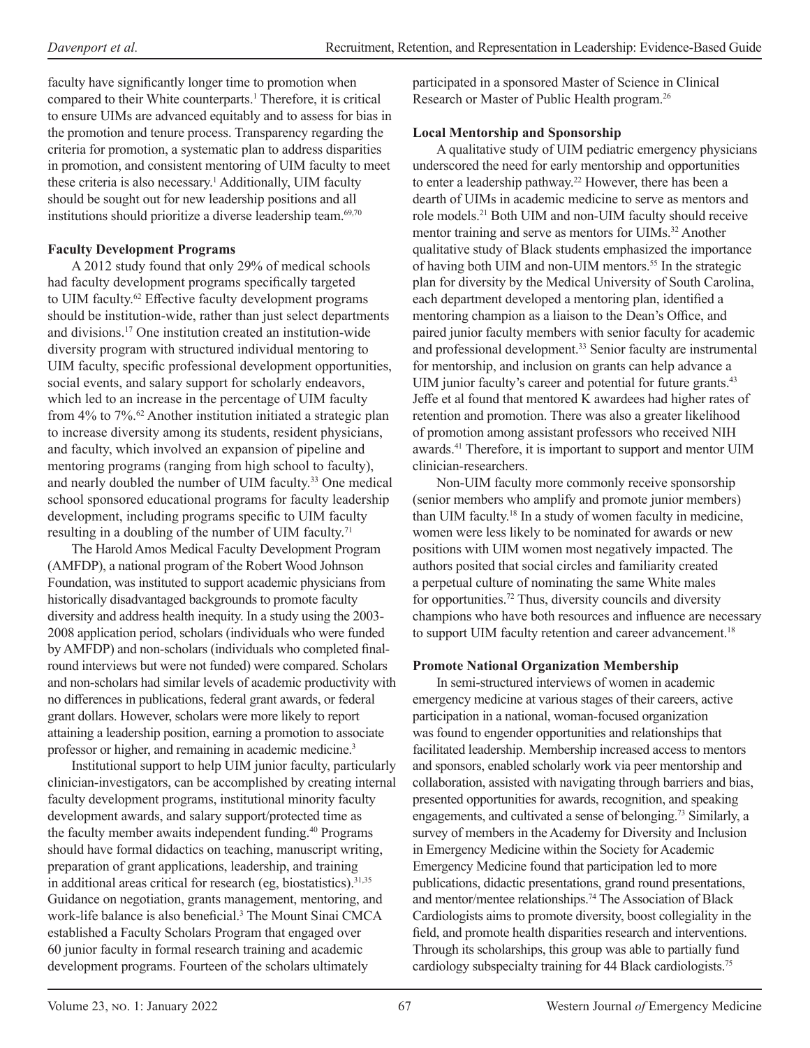faculty have significantly longer time to promotion when compared to their White counterparts.[1] Therefore, it is critical to ensure UIMs are advanced equitably and to assess for bias in the promotion and tenure process. Transparency regarding the criteria for promotion, a systematic plan to address disparities in promotion, and consistent mentoring of UIM faculty to meet these criteria is also necessary.[1] Additionally, UIM faculty should be sought out for new leadership positions and all institutions should prioritize a diverse leadership team.[69,70]

**Faculty Development Programs**

A 2012 study found that only 29% of medical schools had faculty development programs specifically targeted to UIM faculty.[62] Effective faculty development programs should be institution-wide, rather than just select departments and divisions.[17] One institution created an institution-wide diversity program with structured individual mentoring to UIM faculty, specific professional development opportunities, social events, and salary support for scholarly endeavors, which led to an increase in the percentage of UIM faculty from 4% to 7%.[62] Another institution initiated a strategic plan to increase diversity among its students, resident physicians, and faculty, which involved an expansion of pipeline and mentoring programs (ranging from high school to faculty), and nearly doubled the number of UIM faculty.[33] One medical school sponsored educational programs for faculty leadership development, including programs specific to UIM faculty resulting in a doubling of the number of UIM faculty.[71]

The Harold Amos Medical Faculty Development Program (AMFDP), a national program of the Robert Wood Johnson Foundation, was instituted to support academic physicians from historically disadvantaged backgrounds to promote faculty diversity and address health inequity. In a study using the 2003-2008 application period, scholars (individuals who were funded by AMFDP) and non-scholars (individuals who completed final-round interviews but were not funded) were compared. Scholars and non-scholars had similar levels of academic productivity with no differences in publications, federal grant awards, or federal grant dollars. However, scholars were more likely to report attaining a leadership position, earning a promotion to associate professor or higher, and remaining in academic medicine.[3]

Institutional support to help UIM junior faculty, particularly clinician-investigators, can be accomplished by creating internal faculty development programs, institutional minority faculty development awards, and salary support/protected time as the faculty member awaits independent funding.[40] Programs should have formal didactics on teaching, manuscript writing, preparation of grant applications, leadership, and training in additional areas critical for research (eg, biostatistics).[31,35] Guidance on negotiation, grants management, mentoring, and work-life balance is also beneficial.[3] The Mount Sinai CMCA established a Faculty Scholars Program that engaged over 60 junior faculty in formal research training and academic development programs. Fourteen of the scholars ultimately participated in a sponsored Master of Science in Clinical Research or Master of Public Health program.[26]

**Local Mentorship and Sponsorship**

A qualitative study of UIM pediatric emergency physicians underscored the need for early mentorship and opportunities to enter a leadership pathway.[22] However, there has been a dearth of UIMs in academic medicine to serve as mentors and role models.[21] Both UIM and non-UIM faculty should receive mentor training and serve as mentors for UIMs.[32] Another qualitative study of Black students emphasized the importance of having both UIM and non-UIM mentors.[55] In the strategic plan for diversity by the Medical University of South Carolina, each department developed a mentoring plan, identified a mentoring champion as a liaison to the Dean's Office, and paired junior faculty members with senior faculty for academic and professional development.[33] Senior faculty are instrumental for mentorship, and inclusion on grants can help advance a UIM junior faculty's career and potential for future grants.[43] Jeffe et al found that mentored K awardees had higher rates of retention and promotion. There was also a greater likelihood of promotion among assistant professors who received NIH awards.[41] Therefore, it is important to support and mentor UIM clinician-researchers.

Non-UIM faculty more commonly receive sponsorship (senior members who amplify and promote junior members) than UIM faculty.[18] In a study of women faculty in medicine, women were less likely to be nominated for awards or new positions with UIM women most negatively impacted. The authors posited that social circles and familiarity created a perpetual culture of nominating the same White males for opportunities.[72] Thus, diversity councils and diversity champions who have both resources and influence are necessary to support UIM faculty retention and career advancement.[18]

**Promote National Organization Membership**

In semi-structured interviews of women in academic emergency medicine at various stages of their careers, active participation in a national, woman-focused organization was found to engender opportunities and relationships that facilitated leadership. Membership increased access to mentors and sponsors, enabled scholarly work via peer mentorship and collaboration, assisted with navigating through barriers and bias, presented opportunities for awards, recognition, and speaking engagements, and cultivated a sense of belonging.[73] Similarly, a survey of members in the Academy for Diversity and Inclusion in Emergency Medicine within the Society for Academic Emergency Medicine found that participation led to more publications, didactic presentations, grand round presentations, and mentor/mentee relationships.[74] The Association of Black Cardiologists aims to promote diversity, boost collegiality in the field, and promote health disparities research and interventions. Through its scholarships, this group was able to partially fund cardiology subspecialty training for 44 Black cardiologists.[75]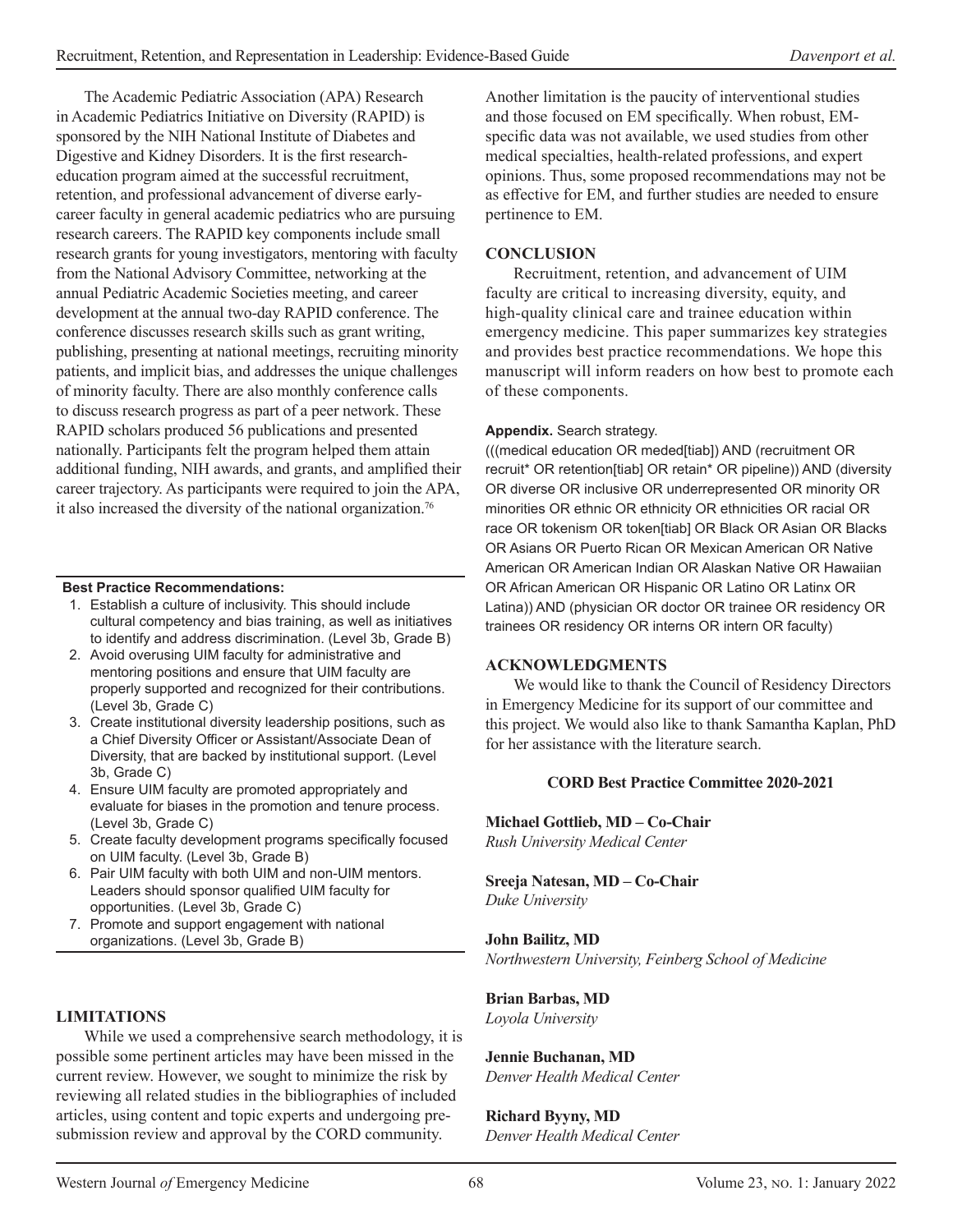The Academic Pediatric Association (APA) Research in Academic Pediatrics Initiative on Diversity (RAPID) is sponsored by the NIH National Institute of Diabetes and Digestive and Kidney Disorders. It is the first research-education program aimed at the successful recruitment, retention, and professional advancement of diverse early-career faculty in general academic pediatrics who are pursuing research careers. The RAPID key components include small research grants for young investigators, mentoring with faculty from the National Advisory Committee, networking at the annual Pediatric Academic Societies meeting, and career development at the annual two-day RAPID conference. The conference discusses research skills such as grant writing, publishing, presenting at national meetings, recruiting minority patients, and implicit bias, and addresses the unique challenges of minority faculty. There are also monthly conference calls to discuss research progress as part of a peer network. These RAPID scholars produced 56 publications and presented nationally. Participants felt the program helped them attain additional funding, NIH awards, and grants, and amplified their career trajectory. As participants were required to join the APA, it also increased the diversity of the national organization.[76]

**Best Practice Recommendations:**

1. Establish a culture of inclusivity. This should include cultural competency and bias training, as well as initiatives to identify and address discrimination. (Level 3b, Grade B)
2. Avoid overusing UIM faculty for administrative and mentoring positions and ensure that UIM faculty are properly supported and recognized for their contributions. (Level 3b, Grade C)
3. Create institutional diversity leadership positions, such as a Chief Diversity Officer or Assistant/Associate Dean of Diversity, that are backed by institutional support. (Level 3b, Grade C)
4. Ensure UIM faculty are promoted appropriately and evaluate for biases in the promotion and tenure process. (Level 3b, Grade C)
5. Create faculty development programs specifically focused on UIM faculty. (Level 3b, Grade B)
6. Pair UIM faculty with both UIM and non-UIM mentors. Leaders should sponsor qualified UIM faculty for opportunities. (Level 3b, Grade C)
7. Promote and support engagement with national organizations. (Level 3b, Grade B)

## LIMITATIONS

While we used a comprehensive search methodology, it is possible some pertinent articles may have been missed in the current review. However, we sought to minimize the risk by reviewing all related studies in the bibliographies of included articles, using content and topic experts and undergoing pre-submission review and approval by the CORD community. Another limitation is the paucity of interventional studies and those focused on EM specifically. When robust, EM-specific data was not available, we used studies from other medical specialties, health-related professions, and expert opinions. Thus, some proposed recommendations may not be as effective for EM, and further studies are needed to ensure pertinence to EM.

## CONCLUSION

Recruitment, retention, and advancement of UIM faculty are critical to increasing diversity, equity, and high-quality clinical care and trainee education within emergency medicine. This paper summarizes key strategies and provides best practice recommendations. We hope this manuscript will inform readers on how best to promote each of these components.

**Appendix.** Search strategy.

(((medical education OR meded[tiab]) AND (recruitment OR recruit* OR retention[tiab] OR retain* OR pipeline)) AND (diversity OR diverse OR inclusive OR underrepresented OR minority OR minorities OR ethnic OR ethnicity OR ethnicities OR racial OR race OR tokenism OR token[tiab] OR Black OR Asian OR Blacks OR Asians OR Puerto Rican OR Mexican American OR Native American OR American Indian OR Alaskan Native OR Hawaiian OR African American OR Hispanic OR Latino OR Latinx OR Latina)) AND (physician OR doctor OR trainee OR residency OR trainees OR residency OR interns OR intern OR faculty)

## ACKNOWLEDGMENTS

We would like to thank the Council of Residency Directors in Emergency Medicine for its support of our committee and this project. We would also like to thank Samantha Kaplan, PhD for her assistance with the literature search.

### CORD Best Practice Committee 2020-2021

**Michael Gottlieb, MD – Co-Chair**
*Rush University Medical Center*

**Sreeja Natesan, MD – Co-Chair**
*Duke University*

**John Bailitz, MD**
*Northwestern University, Feinberg School of Medicine*

**Brian Barbas, MD**
*Loyola University*

**Jennie Buchanan, MD**
*Denver Health Medical Center*

**Richard Byyny, MD**
*Denver Health Medical Center*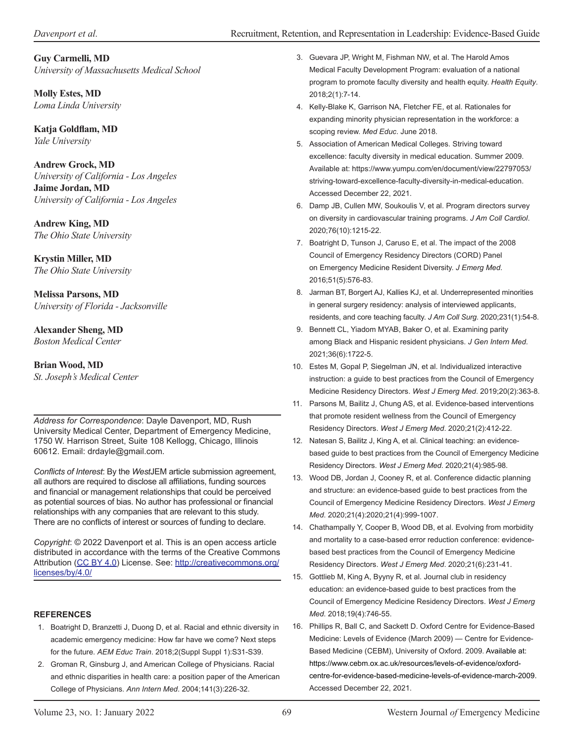**Guy Carmelli, MD**
*University of Massachusetts Medical School*

**Molly Estes, MD**
*Loma Linda University*

**Katja Goldflam, MD**
*Yale University*

**Andrew Grock, MD**
*University of California - Los Angeles*

**Jaime Jordan, MD**
*University of California - Los Angeles*

**Andrew King, MD**
*The Ohio State University*

**Krystin Miller, MD**
*The Ohio State University*

**Melissa Parsons, MD**
*University of Florida - Jacksonville*

**Alexander Sheng, MD**
*Boston Medical Center*

**Brian Wood, MD**
*St. Joseph's Medical Center*

---

*Address for Correspondence*: Dayle Davenport, MD, Rush University Medical Center, Department of Emergency Medicine, 1750 W. Harrison Street, Suite 108 Kellogg, Chicago, Illinois 60612. Email: drdayle@gmail.com.

*Conflicts of Interest*: By the *West*JEM article submission agreement, all authors are required to disclose all affiliations, funding sources and financial or management relationships that could be perceived as potential sources of bias. No author has professional or financial relationships with any companies that are relevant to this study. There are no conflicts of interest or sources of funding to declare.

*Copyright*: © 2022 Davenport et al. This is an open access article distributed in accordance with the terms of the Creative Commons Attribution (CC BY 4.0) License. See: http://creativecommons.org/licenses/by/4.0/

---

## REFERENCES

1. Boatright D, Branzetti J, Duong D, et al. Racial and ethnic diversity in academic emergency medicine: How far have we come? Next steps for the future. *AEM Educ Train*. 2018;2(Suppl Suppl 1):S31-S39.
2. Groman R, Ginsburg J, and American College of Physicians. Racial and ethnic disparities in health care: a position paper of the American College of Physicians. *Ann Intern Med*. 2004;141(3):226-32.
3. Guevara JP, Wright M, Fishman NW, et al. The Harold Amos Medical Faculty Development Program: evaluation of a national program to promote faculty diversity and health equity. *Health Equity*. 2018;2(1):7-14.
4. Kelly-Blake K, Garrison NA, Fletcher FE, et al. Rationales for expanding minority physician representation in the workforce: a scoping review. *Med Educ*. June 2018.
5. Association of American Medical Colleges. Striving toward excellence: faculty diversity in medical education. Summer 2009. Available at: https://www.yumpu.com/en/document/view/22797053/striving-toward-excellence-faculty-diversity-in-medical-education. Accessed December 22, 2021.
6. Damp JB, Cullen MW, Soukoulis V, et al. Program directors survey on diversity in cardiovascular training programs. *J Am Coll Cardiol*. 2020;76(10):1215-22.
7. Boatright D, Tunson J, Caruso E, et al. The impact of the 2008 Council of Emergency Residency Directors (CORD) Panel on Emergency Medicine Resident Diversity. *J Emerg Med*. 2016;51(5):576-83.
8. Jarman BT, Borgert AJ, Kallies KJ, et al. Underrepresented minorities in general surgery residency: analysis of interviewed applicants, residents, and core teaching faculty. *J Am Coll Surg*. 2020;231(1):54-8.
9. Bennett CL, Yiadom MYAB, Baker O, et al. Examining parity among Black and Hispanic resident physicians. *J Gen Intern Med*. 2021;36(6):1722-5.
10. Estes M, Gopal P, Siegelman JN, et al. Individualized interactive instruction: a guide to best practices from the Council of Emergency Medicine Residency Directors. *West J Emerg Med*. 2019;20(2):363-8.
11. Parsons M, Bailitz J, Chung AS, et al. Evidence-based interventions that promote resident wellness from the Council of Emergency Residency Directors. *West J Emerg Med*. 2020;21(2):412-22.
12. Natesan S, Bailitz J, King A, et al. Clinical teaching: an evidence-based guide to best practices from the Council of Emergency Medicine Residency Directors. *West J Emerg Med*. 2020;21(4):985-98.
13. Wood DB, Jordan J, Cooney R, et al. Conference didactic planning and structure: an evidence-based guide to best practices from the Council of Emergency Medicine Residency Directors. *West J Emerg Med*. 2020;21(4):2020;21(4):999-1007.
14. Chathampally Y, Cooper B, Wood DB, et al. Evolving from morbidity and mortality to a case-based error reduction conference: evidence-based best practices from the Council of Emergency Medicine Residency Directors. *West J Emerg Med*. 2020;21(6):231-41.
15. Gottlieb M, King A, Byyny R, et al. Journal club in residency education: an evidence-based guide to best practices from the Council of Emergency Medicine Residency Directors. *West J Emerg Med*. 2018;19(4):746-55.
16. Phillips R, Ball C, and Sackett D. Oxford Centre for Evidence-Based Medicine: Levels of Evidence (March 2009) — Centre for Evidence-Based Medicine (CEBM), University of Oxford. 2009. Available at: https://www.cebm.ox.ac.uk/resources/levels-of-evidence/oxford-centre-for-evidence-based-medicine-levels-of-evidence-march-2009. Accessed December 22, 2021.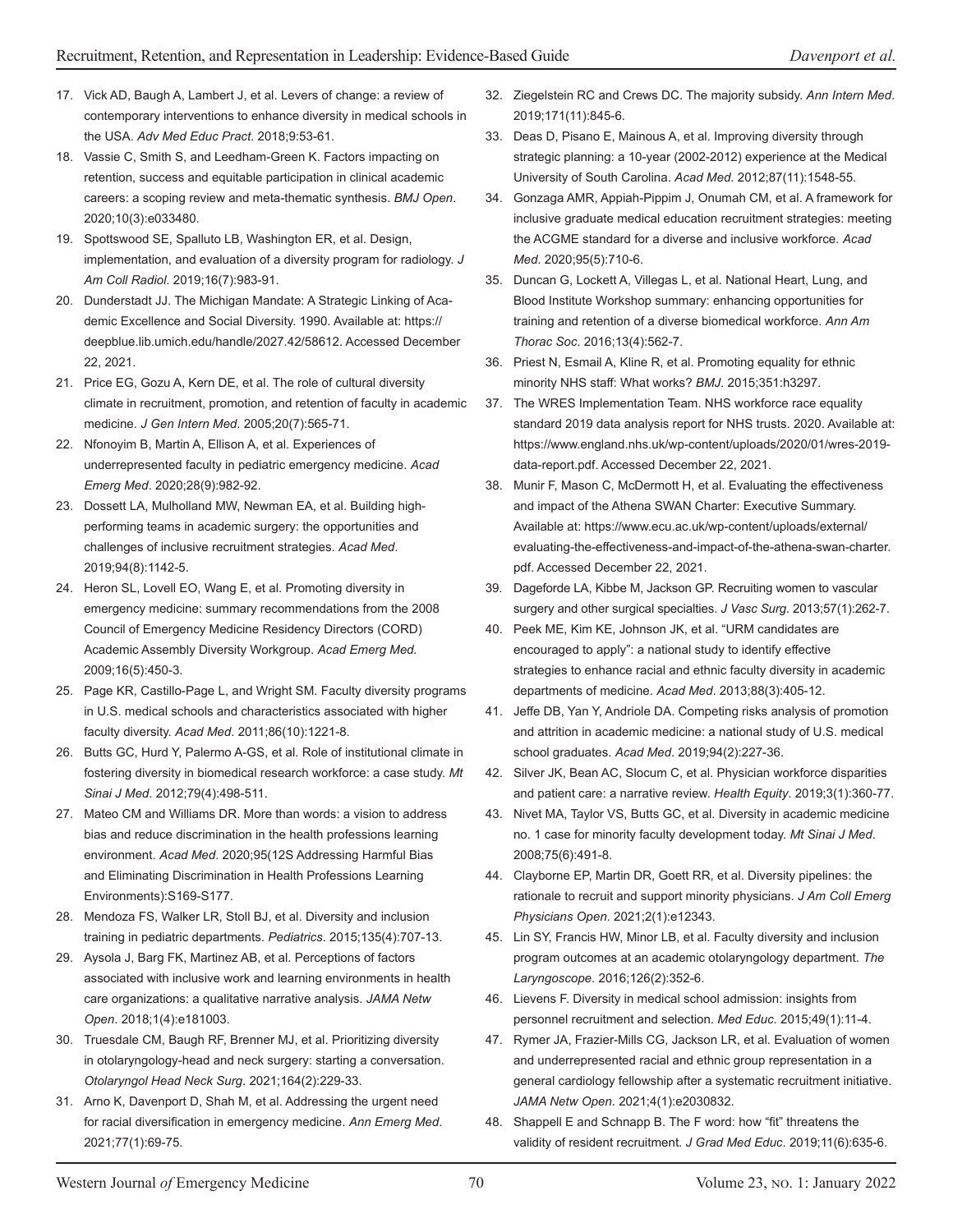17. Vick AD, Baugh A, Lambert J, et al. Levers of change: a review of contemporary interventions to enhance diversity in medical schools in the USA. *Adv Med Educ Pract*. 2018;9:53-61.
18. Vassie C, Smith S, and Leedham-Green K. Factors impacting on retention, success and equitable participation in clinical academic careers: a scoping review and meta-thematic synthesis. *BMJ Open*. 2020;10(3):e033480.
19. Spottswood SE, Spalluto LB, Washington ER, et al. Design, implementation, and evaluation of a diversity program for radiology. *J Am Coll Radiol*. 2019;16(7):983-91.
20. Dunderstadt JJ. The Michigan Mandate: A Strategic Linking of Academic Excellence and Social Diversity. 1990. Available at: https://deepblue.lib.umich.edu/handle/2027.42/58612. Accessed December 22, 2021.
21. Price EG, Gozu A, Kern DE, et al. The role of cultural diversity climate in recruitment, promotion, and retention of faculty in academic medicine. *J Gen Intern Med*. 2005;20(7):565-71.
22. Nfonoyim B, Martin A, Ellison A, et al. Experiences of underrepresented faculty in pediatric emergency medicine. *Acad Emerg Med*. 2020;28(9):982-92.
23. Dossett LA, Mulholland MW, Newman EA, et al. Building high-performing teams in academic surgery: the opportunities and challenges of inclusive recruitment strategies. *Acad Med*. 2019;94(8):1142-5.
24. Heron SL, Lovell EO, Wang E, et al. Promoting diversity in emergency medicine: summary recommendations from the 2008 Council of Emergency Medicine Residency Directors (CORD) Academic Assembly Diversity Workgroup. *Acad Emerg Med*. 2009;16(5):450-3.
25. Page KR, Castillo-Page L, and Wright SM. Faculty diversity programs in U.S. medical schools and characteristics associated with higher faculty diversity. *Acad Med*. 2011;86(10):1221-8.
26. Butts GC, Hurd Y, Palermo A-GS, et al. Role of institutional climate in fostering diversity in biomedical research workforce: a case study. *Mt Sinai J Med*. 2012;79(4):498-511.
27. Mateo CM and Williams DR. More than words: a vision to address bias and reduce discrimination in the health professions learning environment. *Acad Med*. 2020;95(12S Addressing Harmful Bias and Eliminating Discrimination in Health Professions Learning Environments):S169-S177.
28. Mendoza FS, Walker LR, Stoll BJ, et al. Diversity and inclusion training in pediatric departments. *Pediatrics*. 2015;135(4):707-13.
29. Aysola J, Barg FK, Martinez AB, et al. Perceptions of factors associated with inclusive work and learning environments in health care organizations: a qualitative narrative analysis. *JAMA Netw Open*. 2018;1(4):e181003.
30. Truesdale CM, Baugh RF, Brenner MJ, et al. Prioritizing diversity in otolaryngology-head and neck surgery: starting a conversation. *Otolaryngol Head Neck Surg*. 2021;164(2):229-33.
31. Arno K, Davenport D, Shah M, et al. Addressing the urgent need for racial diversification in emergency medicine. *Ann Emerg Med*. 2021;77(1):69-75.
32. Ziegelstein RC and Crews DC. The majority subsidy. *Ann Intern Med*. 2019;171(11):845-6.
33. Deas D, Pisano E, Mainous A, et al. Improving diversity through strategic planning: a 10-year (2002-2012) experience at the Medical University of South Carolina. *Acad Med*. 2012;87(11):1548-55.
34. Gonzaga AMR, Appiah-Pippim J, Onumah CM, et al. A framework for inclusive graduate medical education recruitment strategies: meeting the ACGME standard for a diverse and inclusive workforce. *Acad Med*. 2020;95(5):710-6.
35. Duncan G, Lockett A, Villegas L, et al. National Heart, Lung, and Blood Institute Workshop summary: enhancing opportunities for training and retention of a diverse biomedical workforce. *Ann Am Thorac Soc*. 2016;13(4):562-7.
36. Priest N, Esmail A, Kline R, et al. Promoting equality for ethnic minority NHS staff: What works? *BMJ*. 2015;351:h3297.
37. The WRES Implementation Team. NHS workforce race equality standard 2019 data analysis report for NHS trusts. 2020. Available at: https://www.england.nhs.uk/wp-content/uploads/2020/01/wres-2019-data-report.pdf. Accessed December 22, 2021.
38. Munir F, Mason C, McDermott H, et al. Evaluating the effectiveness and impact of the Athena SWAN Charter: Executive Summary. Available at: https://www.ecu.ac.uk/wp-content/uploads/external/evaluating-the-effectiveness-and-impact-of-the-athena-swan-charter.pdf. Accessed December 22, 2021.
39. Dageforde LA, Kibbe M, Jackson GP. Recruiting women to vascular surgery and other surgical specialties. *J Vasc Surg*. 2013;57(1):262-7.
40. Peek ME, Kim KE, Johnson JK, et al. "URM candidates are encouraged to apply": a national study to identify effective strategies to enhance racial and ethnic faculty diversity in academic departments of medicine. *Acad Med*. 2013;88(3):405-12.
41. Jeffe DB, Yan Y, Andriole DA. Competing risks analysis of promotion and attrition in academic medicine: a national study of U.S. medical school graduates. *Acad Med*. 2019;94(2):227-36.
42. Silver JK, Bean AC, Slocum C, et al. Physician workforce disparities and patient care: a narrative review. *Health Equity*. 2019;3(1):360-77.
43. Nivet MA, Taylor VS, Butts GC, et al. Diversity in academic medicine no. 1 case for minority faculty development today. *Mt Sinai J Med*. 2008;75(6):491-8.
44. Clayborne EP, Martin DR, Goett RR, et al. Diversity pipelines: the rationale to recruit and support minority physicians. *J Am Coll Emerg Physicians Open*. 2021;2(1):e12343.
45. Lin SY, Francis HW, Minor LB, et al. Faculty diversity and inclusion program outcomes at an academic otolaryngology department. *The Laryngoscope*. 2016;126(2):352-6.
46. Lievens F. Diversity in medical school admission: insights from personnel recruitment and selection. *Med Educ*. 2015;49(1):11-4.
47. Rymer JA, Frazier-Mills CG, Jackson LR, et al. Evaluation of women and underrepresented racial and ethnic group representation in a general cardiology fellowship after a systematic recruitment initiative. *JAMA Netw Open*. 2021;4(1):e2030832.
48. Shappell E and Schnapp B. The F word: how "fit" threatens the validity of resident recruitment. *J Grad Med Educ*. 2019;11(6):635-6.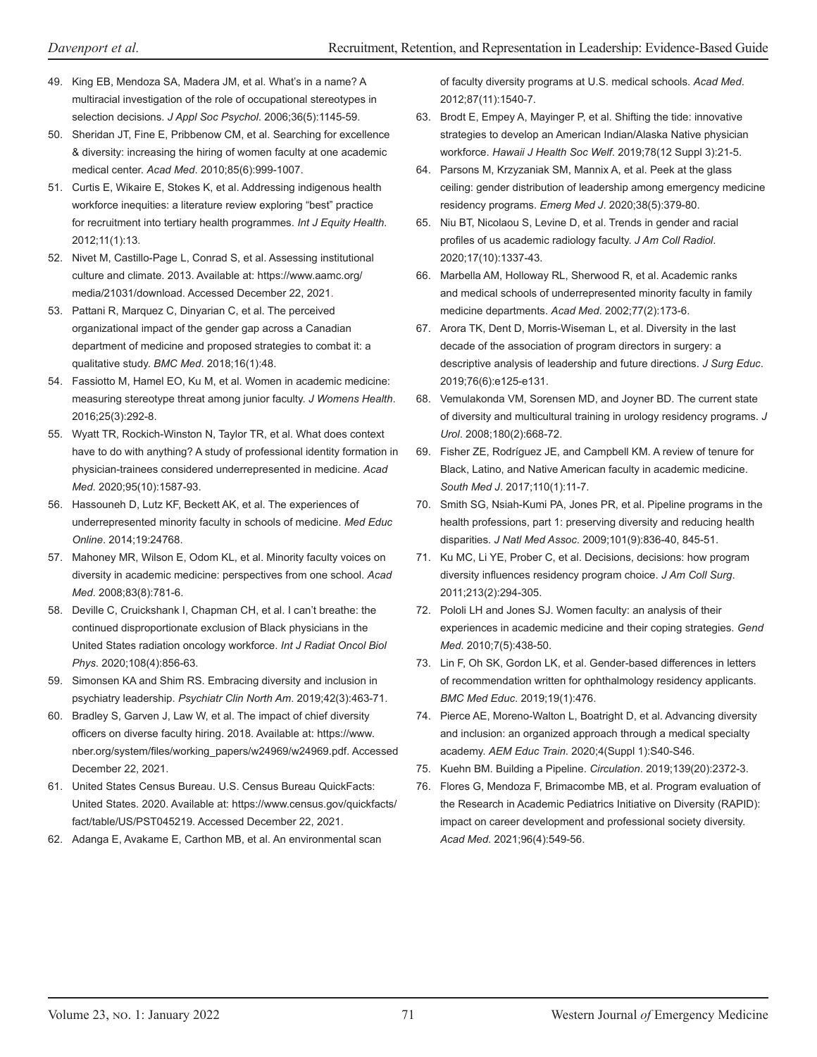49. King EB, Mendoza SA, Madera JM, et al. What's in a name? A multiracial investigation of the role of occupational stereotypes in selection decisions. *J Appl Soc Psychol*. 2006;36(5):1145-59.
50. Sheridan JT, Fine E, Pribbenow CM, et al. Searching for excellence & diversity: increasing the hiring of women faculty at one academic medical center. *Acad Med*. 2010;85(6):999-1007.
51. Curtis E, Wikaire E, Stokes K, et al. Addressing indigenous health workforce inequities: a literature review exploring "best" practice for recruitment into tertiary health programmes. *Int J Equity Health*. 2012;11(1):13.
52. Nivet M, Castillo-Page L, Conrad S, et al. Assessing institutional culture and climate. 2013. Available at: https://www.aamc.org/media/21031/download. Accessed December 22, 2021.
53. Pattani R, Marquez C, Dinyarian C, et al. The perceived organizational impact of the gender gap across a Canadian department of medicine and proposed strategies to combat it: a qualitative study. *BMC Med*. 2018;16(1):48.
54. Fassiotto M, Hamel EO, Ku M, et al. Women in academic medicine: measuring stereotype threat among junior faculty. *J Womens Health*. 2016;25(3):292-8.
55. Wyatt TR, Rockich-Winston N, Taylor TR, et al. What does context have to do with anything? A study of professional identity formation in physician-trainees considered underrepresented in medicine. *Acad Med*. 2020;95(10):1587-93.
56. Hassouneh D, Lutz KF, Beckett AK, et al. The experiences of underrepresented minority faculty in schools of medicine. *Med Educ Online*. 2014;19:24768.
57. Mahoney MR, Wilson E, Odom KL, et al. Minority faculty voices on diversity in academic medicine: perspectives from one school. *Acad Med*. 2008;83(8):781-6.
58. Deville C, Cruickshank I, Chapman CH, et al. I can't breathe: the continued disproportionate exclusion of Black physicians in the United States radiation oncology workforce. *Int J Radiat Oncol Biol Phys*. 2020;108(4):856-63.
59. Simonsen KA and Shim RS. Embracing diversity and inclusion in psychiatry leadership. *Psychiatr Clin North Am*. 2019;42(3):463-71.
60. Bradley S, Garven J, Law W, et al. The impact of chief diversity officers on diverse faculty hiring. 2018. Available at: https://www.nber.org/system/files/working_papers/w24969/w24969.pdf. Accessed December 22, 2021.
61. United States Census Bureau. U.S. Census Bureau QuickFacts: United States. 2020. Available at: https://www.census.gov/quickfacts/fact/table/US/PST045219. Accessed December 22, 2021.
62. Adanga E, Avakame E, Carthon MB, et al. An environmental scan of faculty diversity programs at U.S. medical schools. *Acad Med*. 2012;87(11):1540-7.
63. Brodt E, Empey A, Mayinger P, et al. Shifting the tide: innovative strategies to develop an American Indian/Alaska Native physician workforce. *Hawaii J Health Soc Welf*. 2019;78(12 Suppl 3):21-5.
64. Parsons M, Krzyzaniak SM, Mannix A, et al. Peek at the glass ceiling: gender distribution of leadership among emergency medicine residency programs. *Emerg Med J*. 2020;38(5):379-80.
65. Niu BT, Nicolaou S, Levine D, et al. Trends in gender and racial profiles of us academic radiology faculty. *J Am Coll Radiol*. 2020;17(10):1337-43.
66. Marbella AM, Holloway RL, Sherwood R, et al. Academic ranks and medical schools of underrepresented minority faculty in family medicine departments. *Acad Med*. 2002;77(2):173-6.
67. Arora TK, Dent D, Morris-Wiseman L, et al. Diversity in the last decade of the association of program directors in surgery: a descriptive analysis of leadership and future directions. *J Surg Educ*. 2019;76(6):e125-e131.
68. Vemulakonda VM, Sorensen MD, and Joyner BD. The current state of diversity and multicultural training in urology residency programs. *J Urol*. 2008;180(2):668-72.
69. Fisher ZE, Rodríguez JE, and Campbell KM. A review of tenure for Black, Latino, and Native American faculty in academic medicine. *South Med J*. 2017;110(1):11-7.
70. Smith SG, Nsiah-Kumi PA, Jones PR, et al. Pipeline programs in the health professions, part 1: preserving diversity and reducing health disparities. *J Natl Med Assoc*. 2009;101(9):836-40, 845-51.
71. Ku MC, Li YE, Prober C, et al. Decisions, decisions: how program diversity influences residency program choice. *J Am Coll Surg*. 2011;213(2):294-305.
72. Pololi LH and Jones SJ. Women faculty: an analysis of their experiences in academic medicine and their coping strategies. *Gend Med*. 2010;7(5):438-50.
73. Lin F, Oh SK, Gordon LK, et al. Gender-based differences in letters of recommendation written for ophthalmology residency applicants. *BMC Med Educ*. 2019;19(1):476.
74. Pierce AE, Moreno-Walton L, Boatright D, et al. Advancing diversity and inclusion: an organized approach through a medical specialty academy. *AEM Educ Train*. 2020;4(Suppl 1):S40-S46.
75. Kuehn BM. Building a Pipeline. *Circulation*. 2019;139(20):2372-3.
76. Flores G, Mendoza F, Brimacombe MB, et al. Program evaluation of the Research in Academic Pediatrics Initiative on Diversity (RAPID): impact on career development and professional society diversity. *Acad Med*. 2021;96(4):549-56.